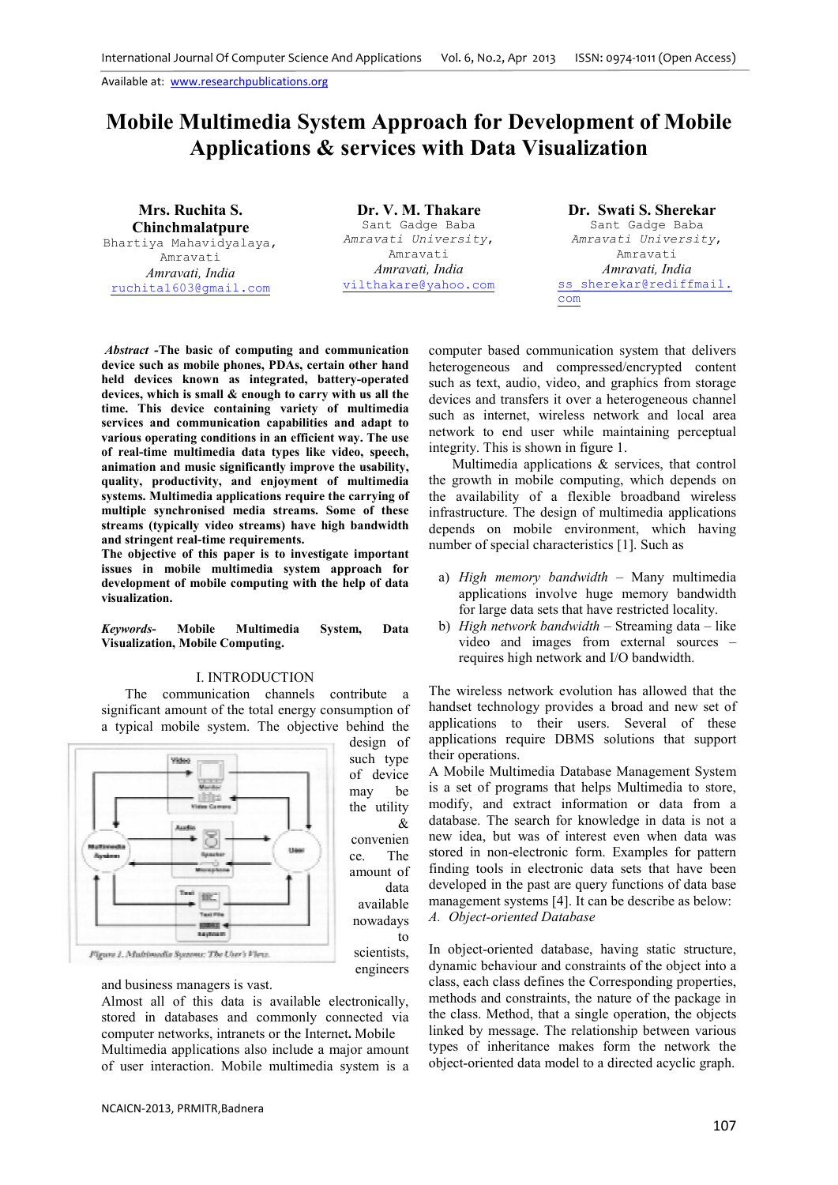Available at: www.researchpublications.org

# Mobile Multimedia System Approach for Development of Mobile Applications & services with Data Visualization

**Mrs. Ruchita S. Chinchmalatpure**
Bhartiya Mahavidyalaya, Amravati
*Amravati, India*
ruchita1603@gmail.com

**Dr. V. M. Thakare**
Sant Gadge Baba
*Amravati University*, Amravati
*Amravati, India*
vilthakare@yahoo.com

**Dr. Swati S. Sherekar**
Sant Gadge Baba
*Amravati University*, Amravati
*Amravati, India*
ss_sherekar@rediffmail.com

***Abstract*** **-The basic of computing and communication device such as mobile phones, PDAs, certain other hand held devices known as integrated, battery-operated devices, which is small & enough to carry with us all the time. This device containing variety of multimedia services and communication capabilities and adapt to various operating conditions in an efficient way. The use of real-time multimedia data types like video, speech, animation and music significantly improve the usability, quality, productivity, and enjoyment of multimedia systems. Multimedia applications require the carrying of multiple synchronised media streams. Some of these streams (typically video streams) have high bandwidth and stringent real-time requirements.**

**The objective of this paper is to investigate important issues in mobile multimedia system approach for development of mobile computing with the help of data visualization.**

***Keywords-*** **Mobile Multimedia System, Data Visualization, Mobile Computing.**

## I. INTRODUCTION

The communication channels contribute a significant amount of the total energy consumption of a typical mobile system. The objective behind the design of such type of device may be the utility & convenience. The amount of data available nowadays to scientists, engineers and business managers is vast.

*Figure 1. Multimedia Systems: The User's View.*

Almost all of this data is available electronically, stored in databases and commonly connected via computer networks, intranets or the Internet**.** Mobile Multimedia applications also include a major amount of user interaction. Mobile multimedia system is a computer based communication system that delivers heterogeneous and compressed/encrypted content such as text, audio, video, and graphics from storage devices and transfers it over a heterogeneous channel such as internet, wireless network and local area network to end user while maintaining perceptual integrity. This is shown in figure 1.

Multimedia applications & services, that control the growth in mobile computing, which depends on the availability of a flexible broadband wireless infrastructure. The design of multimedia applications depends on mobile environment, which having number of special characteristics [1]. Such as

a) *High memory bandwidth* – Many multimedia applications involve huge memory bandwidth for large data sets that have restricted locality.
b) *High network bandwidth* – Streaming data – like video and images from external sources – requires high network and I/O bandwidth.

The wireless network evolution has allowed that the handset technology provides a broad and new set of applications to their users. Several of these applications require DBMS solutions that support their operations.

A Mobile Multimedia Database Management System is a set of programs that helps Multimedia to store, modify, and extract information or data from a database. The search for knowledge in data is not a new idea, but was of interest even when data was stored in non-electronic form. Examples for pattern finding tools in electronic data sets that have been developed in the past are query functions of data base management systems [4]. It can be describe as below:

*A. Object-oriented Database*

In object-oriented database, having static structure, dynamic behaviour and constraints of the object into a class, each class defines the Corresponding properties, methods and constraints, the nature of the package in the class. Method, that a single operation, the objects linked by message. The relationship between various types of inheritance makes form the network the object-oriented data model to a directed acyclic graph.

NCAICN-2013, PRMITR,Badnera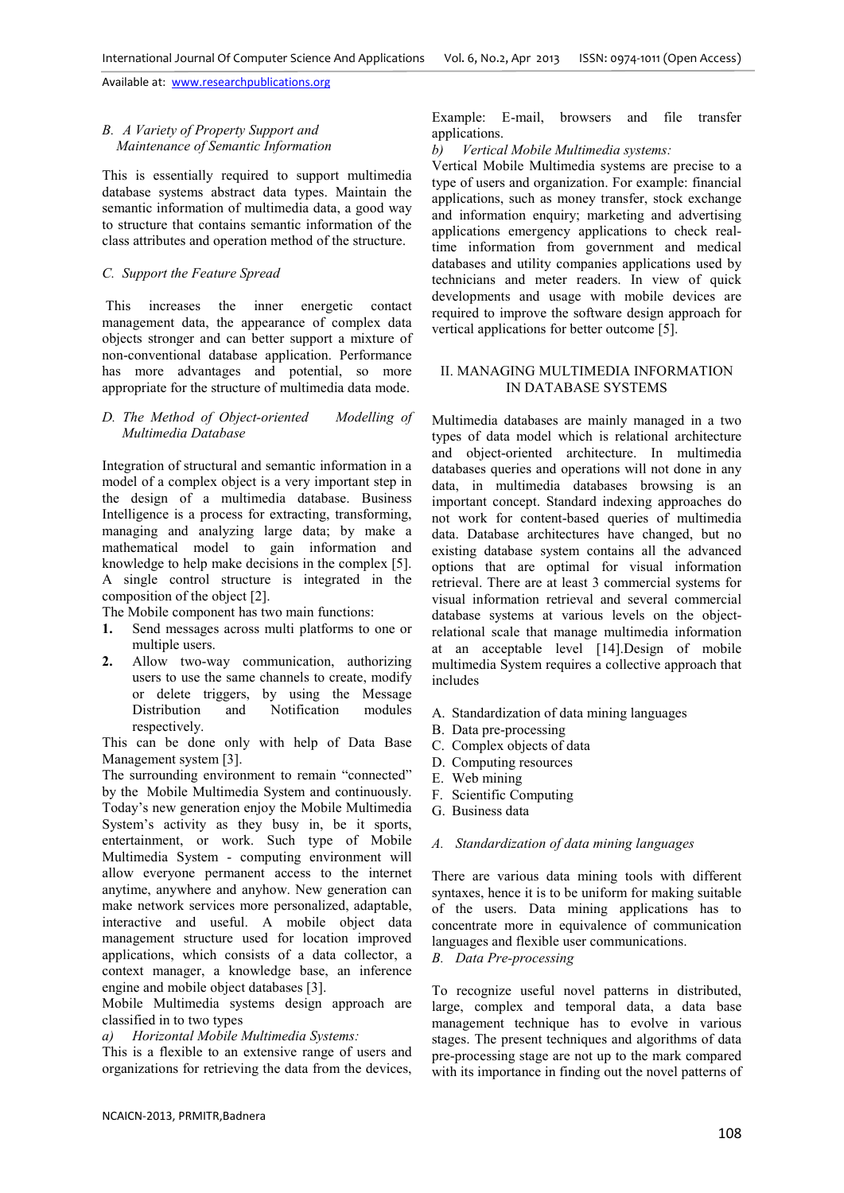### B. A Variety of Property Support and Maintenance of Semantic Information

This is essentially required to support multimedia database systems abstract data types. Maintain the semantic information of multimedia data, a good way to structure that contains semantic information of the class attributes and operation method of the structure.

### C. Support the Feature Spread

This increases the inner energetic contact management data, the appearance of complex data objects stronger and can better support a mixture of non-conventional database application. Performance has more advantages and potential, so more appropriate for the structure of multimedia data mode.

### D. The Method of Object-oriented Modelling of Multimedia Database

Integration of structural and semantic information in a model of a complex object is a very important step in the design of a multimedia database. Business Intelligence is a process for extracting, transforming, managing and analyzing large data; by make a mathematical model to gain information and knowledge to help make decisions in the complex [5]. A single control structure is integrated in the composition of the object [2].

The Mobile component has two main functions:

1. Send messages across multi platforms to one or multiple users.
2. Allow two-way communication, authorizing users to use the same channels to create, modify or delete triggers, by using the Message Distribution and Notification modules respectively.

This can be done only with help of Data Base Management system [3].

The surrounding environment to remain "connected" by the Mobile Multimedia System and continuously. Today's new generation enjoy the Mobile Multimedia System's activity as they busy in, be it sports, entertainment, or work. Such type of Mobile Multimedia System - computing environment will allow everyone permanent access to the internet anytime, anywhere and anyhow. New generation can make network services more personalized, adaptable, interactive and useful. A mobile object data management structure used for location improved applications, which consists of a data collector, a context manager, a knowledge base, an inference engine and mobile object databases [3].

Mobile Multimedia systems design approach are classified in to two types

*a) Horizontal Mobile Multimedia Systems:*

This is a flexible to an extensive range of users and organizations for retrieving the data from the devices, Example: E-mail, browsers and file transfer applications.

*b) Vertical Mobile Multimedia systems:*

Vertical Mobile Multimedia systems are precise to a type of users and organization. For example: financial applications, such as money transfer, stock exchange and information enquiry; marketing and advertising applications emergency applications to check real-time information from government and medical databases and utility companies applications used by technicians and meter readers. In view of quick developments and usage with mobile devices are required to improve the software design approach for vertical applications for better outcome [5].

## II. MANAGING MULTIMEDIA INFORMATION IN DATABASE SYSTEMS

Multimedia databases are mainly managed in a two types of data model which is relational architecture and object-oriented architecture. In multimedia databases queries and operations will not done in any data, in multimedia databases browsing is an important concept. Standard indexing approaches do not work for content-based queries of multimedia data. Database architectures have changed, but no existing database system contains all the advanced options that are optimal for visual information retrieval. There are at least 3 commercial systems for visual information retrieval and several commercial database systems at various levels on the object-relational scale that manage multimedia information at an acceptable level [14].Design of mobile multimedia System requires a collective approach that includes

A. Standardization of data mining languages
B. Data pre-processing
C. Complex objects of data
D. Computing resources
E. Web mining
F. Scientific Computing
G. Business data

### A. Standardization of data mining languages

There are various data mining tools with different syntaxes, hence it is to be uniform for making suitable of the users. Data mining applications has to concentrate more in equivalence of communication languages and flexible user communications.

### B. Data Pre-processing

To recognize useful novel patterns in distributed, large, complex and temporal data, a data base management technique has to evolve in various stages. The present techniques and algorithms of data pre-processing stage are not up to the mark compared with its importance in finding out the novel patterns of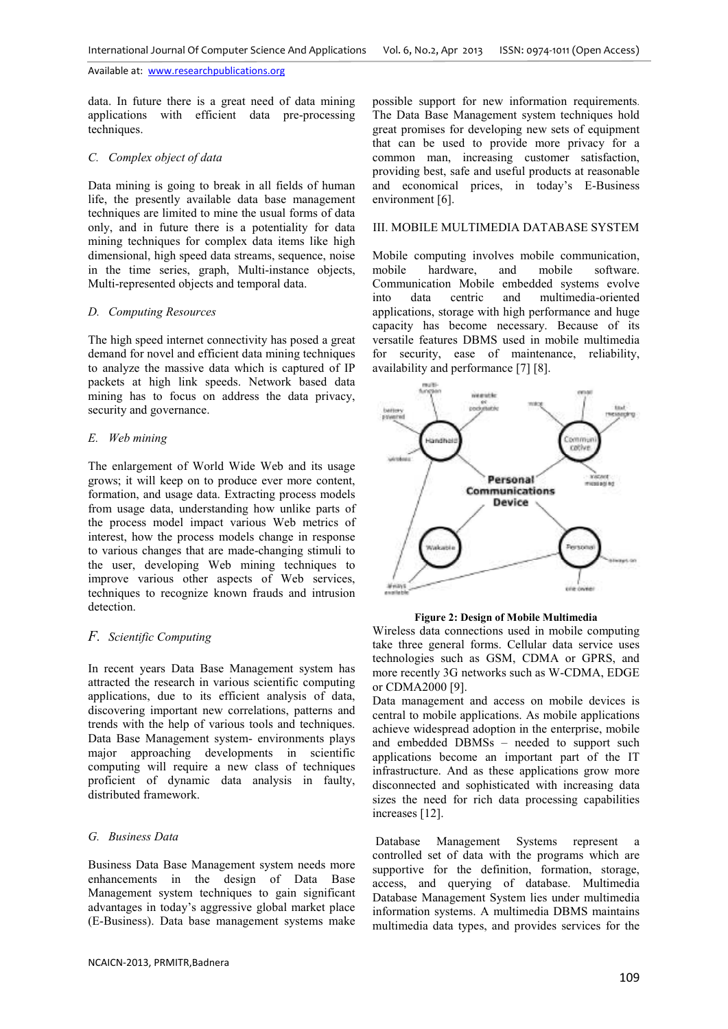data. In future there is a great need of data mining applications with efficient data pre-processing techniques.

### C. Complex object of data

Data mining is going to break in all fields of human life, the presently available data base management techniques are limited to mine the usual forms of data only, and in future there is a potentiality for data mining techniques for complex data items like high dimensional, high speed data streams, sequence, noise in the time series, graph, Multi-instance objects, Multi-represented objects and temporal data.

### D. Computing Resources

The high speed internet connectivity has posed a great demand for novel and efficient data mining techniques to analyze the massive data which is captured of IP packets at high link speeds. Network based data mining has to focus on address the data privacy, security and governance.

### E. Web mining

The enlargement of World Wide Web and its usage grows; it will keep on to produce ever more content, formation, and usage data. Extracting process models from usage data, understanding how unlike parts of the process model impact various Web metrics of interest, how the process models change in response to various changes that are made-changing stimuli to the user, developing Web mining techniques to improve various other aspects of Web services, techniques to recognize known frauds and intrusion detection.

### F. Scientific Computing

In recent years Data Base Management system has attracted the research in various scientific computing applications, due to its efficient analysis of data, discovering important new correlations, patterns and trends with the help of various tools and techniques. Data Base Management system- environments plays major approaching developments in scientific computing will require a new class of techniques proficient of dynamic data analysis in faulty, distributed framework.

### G. Business Data

Business Data Base Management system needs more enhancements in the design of Data Base Management system techniques to gain significant advantages in today's aggressive global market place (E-Business). Data base management systems make possible support for new information requirements. The Data Base Management system techniques hold great promises for developing new sets of equipment that can be used to provide more privacy for a common man, increasing customer satisfaction, providing best, safe and useful products at reasonable and economical prices, in today's E-Business environment [6].

## III. MOBILE MULTIMEDIA DATABASE SYSTEM

Mobile computing involves mobile communication, mobile hardware, and mobile software. Communication Mobile embedded systems evolve into data centric and multimedia-oriented applications, storage with high performance and huge capacity has become necessary. Because of its versatile features DBMS used in mobile multimedia for security, ease of maintenance, reliability, availability and performance [7] [8].

**Figure 2: Design of Mobile Multimedia**

Wireless data connections used in mobile computing take three general forms. Cellular data service uses technologies such as GSM, CDMA or GPRS, and more recently 3G networks such as W-CDMA, EDGE or CDMA2000 [9].

Data management and access on mobile devices is central to mobile applications. As mobile applications achieve widespread adoption in the enterprise, mobile and embedded DBMSs – needed to support such applications become an important part of the IT infrastructure. And as these applications grow more disconnected and sophisticated with increasing data sizes the need for rich data processing capabilities increases [12].

Database Management Systems represent a controlled set of data with the programs which are supportive for the definition, formation, storage, access, and querying of database. Multimedia Database Management System lies under multimedia information systems. A multimedia DBMS maintains multimedia data types, and provides services for the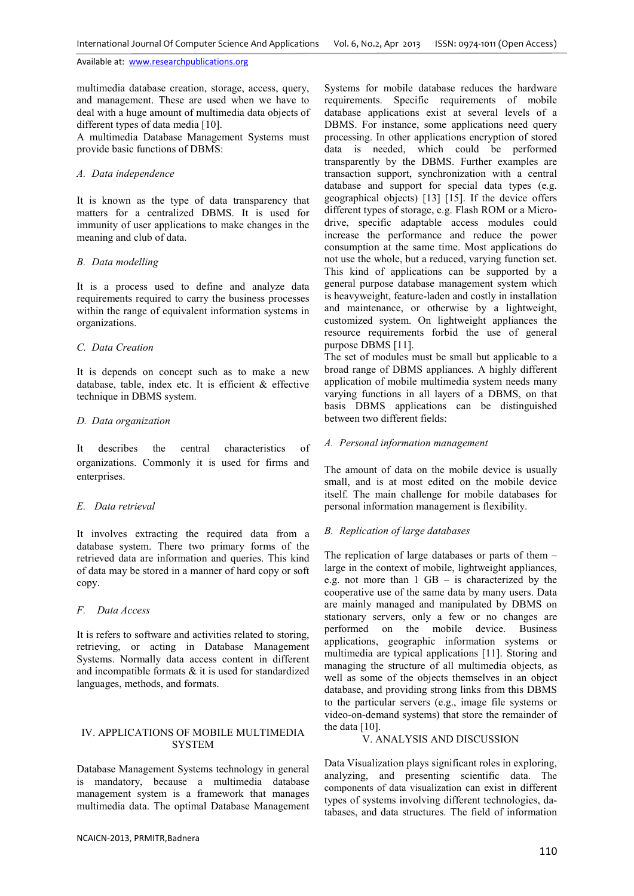multimedia database creation, storage, access, query, and management. These are used when we have to deal with a huge amount of multimedia data objects of different types of data media [10].

A multimedia Database Management Systems must provide basic functions of DBMS:

### A. Data independence

It is known as the type of data transparency that matters for a centralized DBMS. It is used for immunity of user applications to make changes in the meaning and club of data.

### B. Data modelling

It is a process used to define and analyze data requirements required to carry the business processes within the range of equivalent information systems in organizations.

### C. Data Creation

It is depends on concept such as to make a new database, table, index etc. It is efficient & effective technique in DBMS system.

### D. Data organization

It describes the central characteristics of organizations. Commonly it is used for firms and enterprises.

### E. Data retrieval

It involves extracting the required data from a database system. There two primary forms of the retrieved data are information and queries. This kind of data may be stored in a manner of hard copy or soft copy.

### F. Data Access

It is refers to software and activities related to storing, retrieving, or acting in Database Management Systems. Normally data access content in different and incompatible formats & it is used for standardized languages, methods, and formats.

## IV. APPLICATIONS OF MOBILE MULTIMEDIA SYSTEM

Database Management Systems technology in general is mandatory, because a multimedia database management system is a framework that manages multimedia data. The optimal Database Management Systems for mobile database reduces the hardware requirements. Specific requirements of mobile database applications exist at several levels of a DBMS. For instance, some applications need query processing. In other applications encryption of stored data is needed, which could be performed transparently by the DBMS. Further examples are transaction support, synchronization with a central database and support for special data types (e.g. geographical objects) [13] [15]. If the device offers different types of storage, e.g. Flash ROM or a Micro-drive, specific adaptable access modules could increase the performance and reduce the power consumption at the same time. Most applications do not use the whole, but a reduced, varying function set. This kind of applications can be supported by a general purpose database management system which is heavyweight, feature-laden and costly in installation and maintenance, or otherwise by a lightweight, customized system. On lightweight appliances the resource requirements forbid the use of general purpose DBMS [11].

The set of modules must be small but applicable to a broad range of DBMS appliances. A highly different application of mobile multimedia system needs many varying functions in all layers of a DBMS, on that basis DBMS applications can be distinguished between two different fields:

### A. Personal information management

The amount of data on the mobile device is usually small, and is at most edited on the mobile device itself. The main challenge for mobile databases for personal information management is flexibility.

### B. Replication of large databases

The replication of large databases or parts of them – large in the context of mobile, lightweight appliances, e.g. not more than 1 GB – is characterized by the cooperative use of the same data by many users. Data are mainly managed and manipulated by DBMS on stationary servers, only a few or no changes are performed on the mobile device. Business applications, geographic information systems or multimedia are typical applications [11]. Storing and managing the structure of all multimedia objects, as well as some of the objects themselves in an object database, and providing strong links from this DBMS to the particular servers (e.g., image file systems or video-on-demand systems) that store the remainder of the data [10].

## V. ANALYSIS AND DISCUSSION

Data Visualization plays significant roles in exploring, analyzing, and presenting scientific data. The components of data visualization can exist in different types of systems involving different technologies, da-tabases, and data structures. The field of information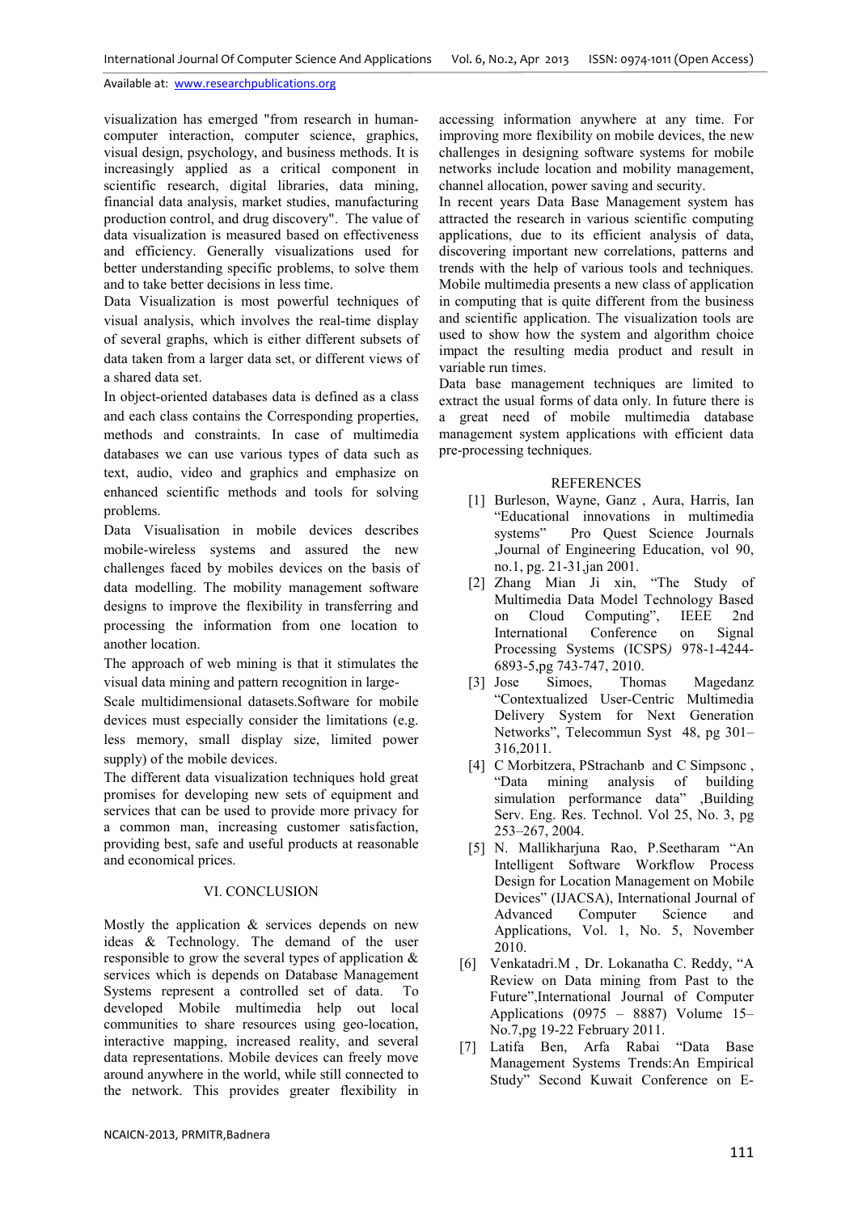visualization has emerged "from research in human-computer interaction, computer science, graphics, visual design, psychology, and business methods. It is increasingly applied as a critical component in scientific research, digital libraries, data mining, financial data analysis, market studies, manufacturing production control, and drug discovery". The value of data visualization is measured based on effectiveness and efficiency. Generally visualizations used for better understanding specific problems, to solve them and to take better decisions in less time.

Data Visualization is most powerful techniques of visual analysis, which involves the real-time display of several graphs, which is either different subsets of data taken from a larger data set, or different views of a shared data set.

In object-oriented databases data is defined as a class and each class contains the Corresponding properties, methods and constraints. In case of multimedia databases we can use various types of data such as text, audio, video and graphics and emphasize on enhanced scientific methods and tools for solving problems.

Data Visualisation in mobile devices describes mobile-wireless systems and assured the new challenges faced by mobiles devices on the basis of data modelling. The mobility management software designs to improve the flexibility in transferring and processing the information from one location to another location.

The approach of web mining is that it stimulates the visual data mining and pattern recognition in large-Scale multidimensional datasets.Software for mobile devices must especially consider the limitations (e.g. less memory, small display size, limited power supply) of the mobile devices.

The different data visualization techniques hold great promises for developing new sets of equipment and services that can be used to provide more privacy for a common man, increasing customer satisfaction, providing best, safe and useful products at reasonable and economical prices.

## VI. CONCLUSION

Mostly the application & services depends on new ideas & Technology. The demand of the user responsible to grow the several types of application & services which is depends on Database Management Systems represent a controlled set of data. To developed Mobile multimedia help out local communities to share resources using geo-location, interactive mapping, increased reality, and several data representations. Mobile devices can freely move around anywhere in the world, while still connected to the network. This provides greater flexibility in accessing information anywhere at any time. For improving more flexibility on mobile devices, the new challenges in designing software systems for mobile networks include location and mobility management, channel allocation, power saving and security.

In recent years Data Base Management system has attracted the research in various scientific computing applications, due to its efficient analysis of data, discovering important new correlations, patterns and trends with the help of various tools and techniques. Mobile multimedia presents a new class of application in computing that is quite different from the business and scientific application. The visualization tools are used to show how the system and algorithm choice impact the resulting media product and result in variable run times.

Data base management techniques are limited to extract the usual forms of data only. In future there is a great need of mobile multimedia database management system applications with efficient data pre-processing techniques.

## REFERENCES

[1] Burleson, Wayne, Ganz , Aura, Harris, Ian "Educational innovations in multimedia systems" Pro Quest Science Journals ,Journal of Engineering Education, vol 90, no.1, pg. 21-31,jan 2001.

[2] Zhang Mian Ji xin, "The Study of Multimedia Data Model Technology Based on Cloud Computing", IEEE 2nd International Conference on Signal Processing Systems (ICSPS) 978-1-4244-6893-5,pg 743-747, 2010.

[3] Jose Simoes, Thomas Magedanz "Contextualized User-Centric Multimedia Delivery System for Next Generation Networks", Telecommun Syst 48, pg 301–316,2011.

[4] C Morbitzera, PStrachanb and C Simpsonc , "Data mining analysis of building simulation performance data" ,Building Serv. Eng. Res. Technol. Vol 25, No. 3, pg 253–267, 2004.

[5] N. Mallikharjuna Rao, P.Seetharam "An Intelligent Software Workflow Process Design for Location Management on Mobile Devices" (IJACSA), International Journal of Advanced Computer Science and Applications, Vol. 1, No. 5, November 2010.

[6] Venkatadri.M , Dr. Lokanatha C. Reddy, "A Review on Data mining from Past to the Future",International Journal of Computer Applications (0975 – 8887) Volume 15–No.7,pg 19-22 February 2011.

[7] Latifa Ben, Arfa Rabai "Data Base Management Systems Trends:An Empirical Study" Second Kuwait Conference on E-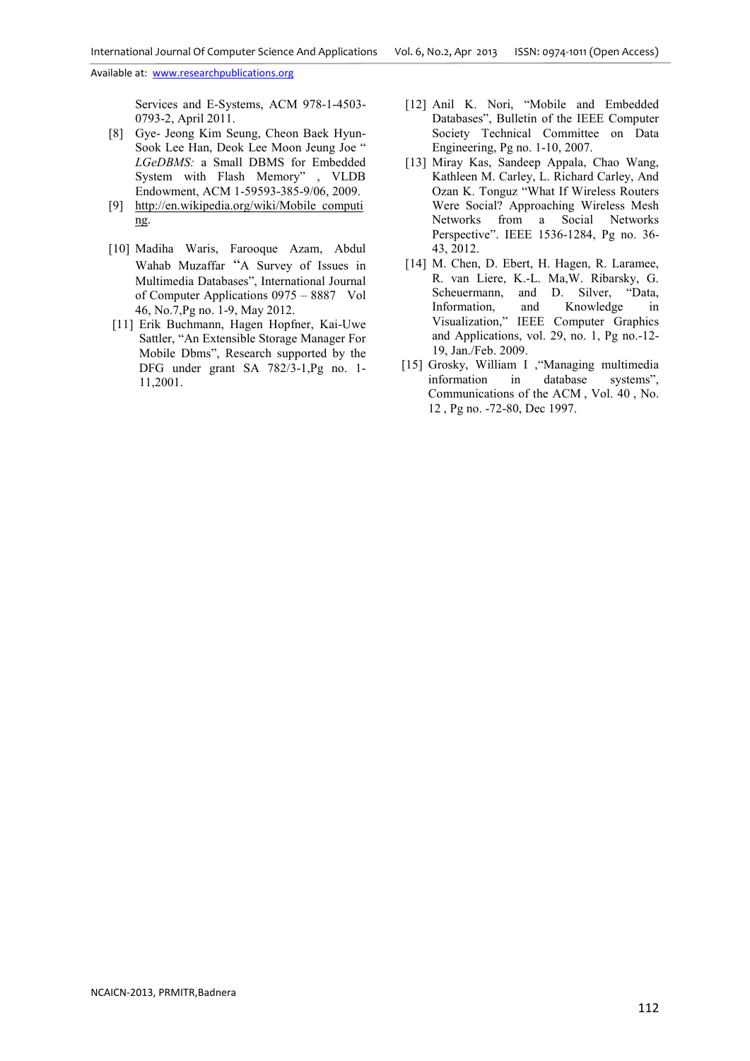Services and E-Systems, ACM 978-1-4503-0793-2, April 2011.

[8] Gye- Jeong Kim Seung, Cheon Baek Hyun-Sook Lee Han, Deok Lee Moon Jeung Joe " *LGeDBMS:* a Small DBMS for Embedded System with Flash Memory" , VLDB Endowment, ACM 1-59593-385-9/06, 2009.

[9] http://en.wikipedia.org/wiki/Mobile_computing.

[10] Madiha Waris, Farooque Azam, Abdul Wahab Muzaffar "A Survey of Issues in Multimedia Databases", International Journal of Computer Applications 0975 – 8887 Vol 46, No.7,Pg no. 1-9, May 2012.

[11] Erik Buchmann, Hagen Hopfner, Kai-Uwe Sattler, "An Extensible Storage Manager For Mobile Dbms", Research supported by the DFG under grant SA 782/3-1,Pg no. 1-11,2001.

[12] Anil K. Nori, "Mobile and Embedded Databases", Bulletin of the IEEE Computer Society Technical Committee on Data Engineering, Pg no. 1-10, 2007.

[13] Miray Kas, Sandeep Appala, Chao Wang, Kathleen M. Carley, L. Richard Carley, And Ozan K. Tonguz "What If Wireless Routers Were Social? Approaching Wireless Mesh Networks from a Social Networks Perspective". IEEE 1536-1284, Pg no. 36-43, 2012.

[14] M. Chen, D. Ebert, H. Hagen, R. Laramee, R. van Liere, K.-L. Ma,W. Ribarsky, G. Scheuermann, and D. Silver, "Data, Information, and Knowledge in Visualization," IEEE Computer Graphics and Applications, vol. 29, no. 1, Pg no.-12-19, Jan./Feb. 2009.

[15] Grosky, William I ,"Managing multimedia information in database systems", Communications of the ACM , Vol. 40 , No. 12 , Pg no. -72-80, Dec 1997.